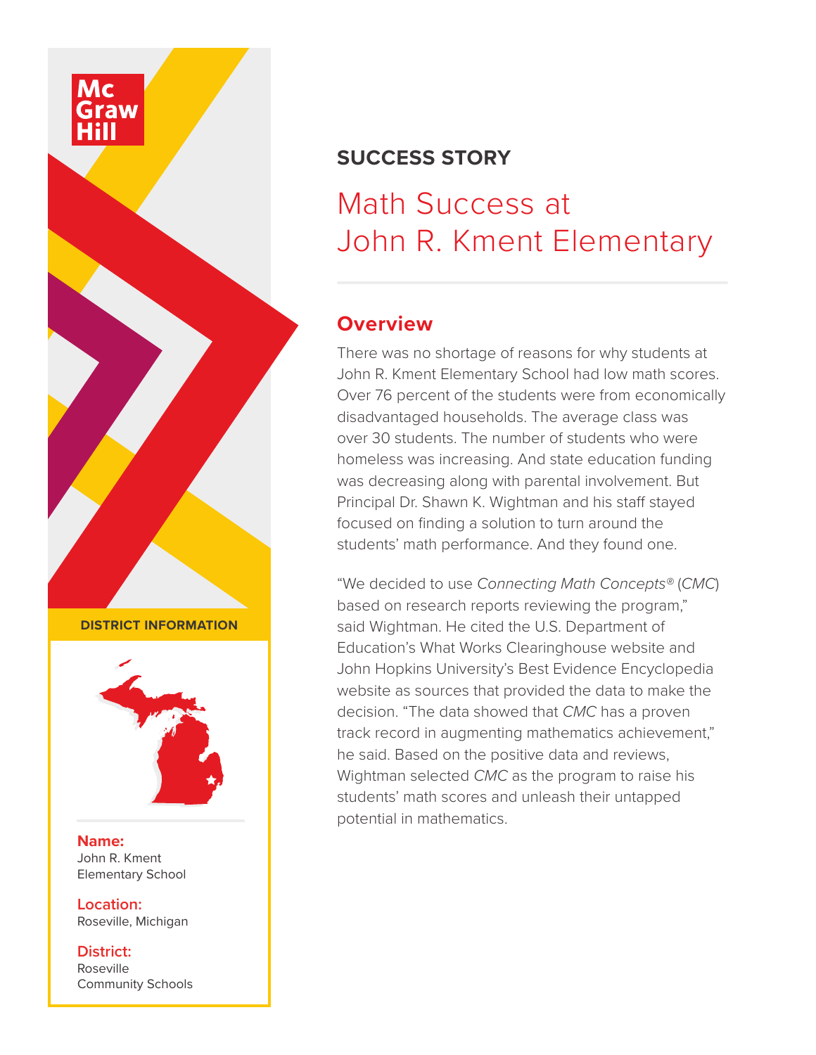McGraw Hill

**SUCCESS STORY**

# Math Success at John R. Kment Elementary

## Overview

There was no shortage of reasons for why students at John R. Kment Elementary School had low math scores. Over 76 percent of the students were from economically disadvantaged households. The average class was over 30 students. The number of students who were homeless was increasing. And state education funding was decreasing along with parental involvement. But Principal Dr. Shawn K. Wightman and his staff stayed focused on finding a solution to turn around the students' math performance. And they found one.

"We decided to use *Connecting Math Concepts®* (*CMC*) based on research reports reviewing the program," said Wightman. He cited the U.S. Department of Education's What Works Clearinghouse website and John Hopkins University's Best Evidence Encyclopedia website as sources that provided the data to make the decision. "The data showed that *CMC* has a proven track record in augmenting mathematics achievement," he said. Based on the positive data and reviews, Wightman selected *CMC* as the program to raise his students' math scores and unleash their untapped potential in mathematics.

**DISTRICT INFORMATION**

**Name:**
John R. Kment Elementary School

**Location:**
Roseville, Michigan

**District:**
Roseville Community Schools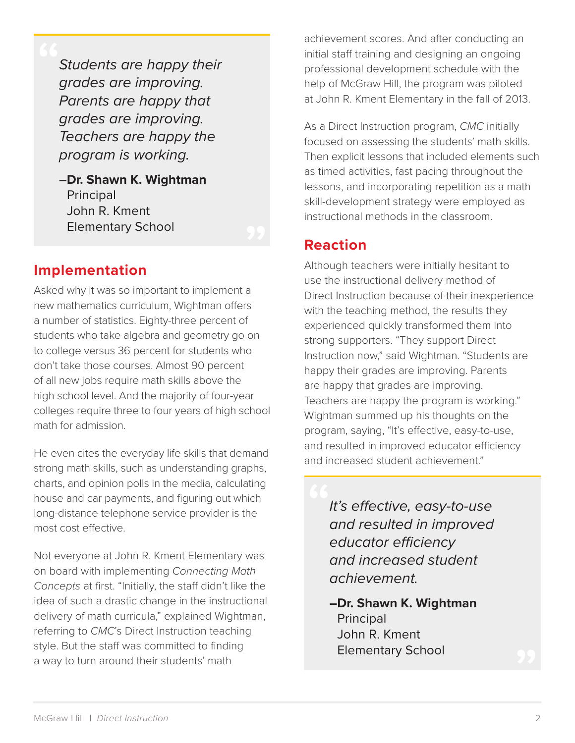> *Students are happy their grades are improving. Parents are happy that grades are improving. Teachers are happy the program is working.*
>
> **–Dr. Shawn K. Wightman**
> Principal
> John R. Kment
> Elementary School

## Implementation

Asked why it was so important to implement a new mathematics curriculum, Wightman offers a number of statistics. Eighty-three percent of students who take algebra and geometry go on to college versus 36 percent for students who don't take those courses. Almost 90 percent of all new jobs require math skills above the high school level. And the majority of four-year colleges require three to four years of high school math for admission.

He even cites the everyday life skills that demand strong math skills, such as understanding graphs, charts, and opinion polls in the media, calculating house and car payments, and figuring out which long-distance telephone service provider is the most cost effective.

Not everyone at John R. Kment Elementary was on board with implementing *Connecting Math Concepts* at first. "Initially, the staff didn't like the idea of such a drastic change in the instructional delivery of math curricula," explained Wightman, referring to *CMC*'s Direct Instruction teaching style. But the staff was committed to finding a way to turn around their students' math achievement scores. And after conducting an initial staff training and designing an ongoing professional development schedule with the help of McGraw Hill, the program was piloted at John R. Kment Elementary in the fall of 2013.

As a Direct Instruction program, *CMC* initially focused on assessing the students' math skills. Then explicit lessons that included elements such as timed activities, fast pacing throughout the lessons, and incorporating repetition as a math skill-development strategy were employed as instructional methods in the classroom.

## Reaction

Although teachers were initially hesitant to use the instructional delivery method of Direct Instruction because of their inexperience with the teaching method, the results they experienced quickly transformed them into strong supporters. "They support Direct Instruction now," said Wightman. "Students are happy their grades are improving. Parents are happy that grades are improving. Teachers are happy the program is working." Wightman summed up his thoughts on the program, saying, "It's effective, easy-to-use, and resulted in improved educator efficiency and increased student achievement."

> *It's effective, easy-to-use and resulted in improved educator efficiency and increased student achievement.*
>
> **–Dr. Shawn K. Wightman**
> Principal
> John R. Kment
> Elementary School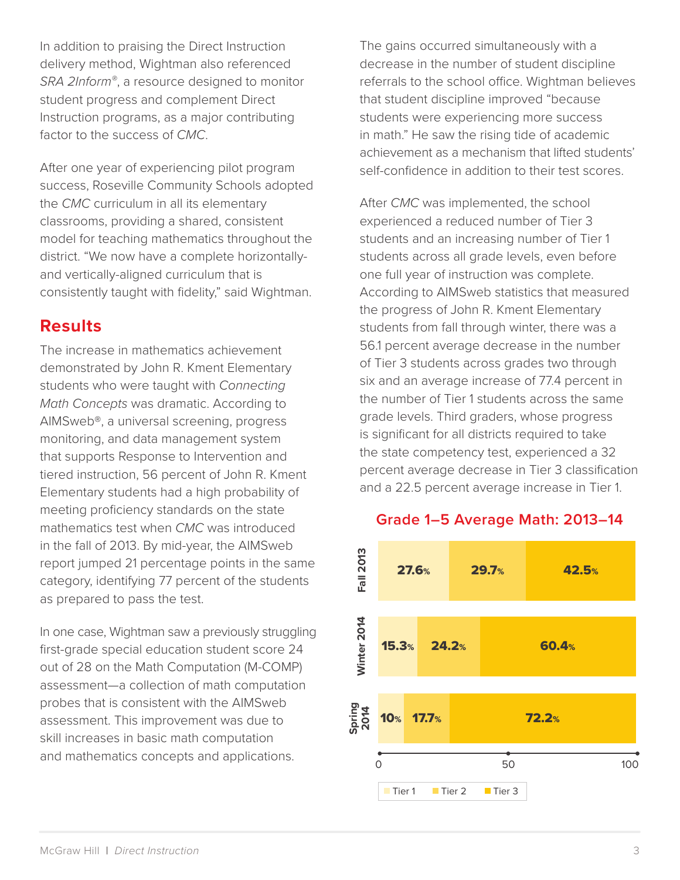In addition to praising the Direct Instruction delivery method, Wightman also referenced *SRA 2Inform®*, a resource designed to monitor student progress and complement Direct Instruction programs, as a major contributing factor to the success of *CMC*.

After one year of experiencing pilot program success, Roseville Community Schools adopted the *CMC* curriculum in all its elementary classrooms, providing a shared, consistent model for teaching mathematics throughout the district. “We now have a complete horizontally- and vertically-aligned curriculum that is consistently taught with fidelity,” said Wightman.

## Results

The increase in mathematics achievement demonstrated by John R. Kment Elementary students who were taught with *Connecting Math Concepts* was dramatic. According to AIMSweb®, a universal screening, progress monitoring, and data management system that supports Response to Intervention and tiered instruction, 56 percent of John R. Kment Elementary students had a high probability of meeting proficiency standards on the state mathematics test when *CMC* was introduced in the fall of 2013. By mid-year, the AIMSweb report jumped 21 percentage points in the same category, identifying 77 percent of the students as prepared to pass the test.

In one case, Wightman saw a previously struggling first-grade special education student score 24 out of 28 on the Math Computation (M-COMP) assessment—a collection of math computation probes that is consistent with the AIMSweb assessment. This improvement was due to skill increases in basic math computation and mathematics concepts and applications.

The gains occurred simultaneously with a decrease in the number of student discipline referrals to the school office. Wightman believes that student discipline improved “because students were experiencing more success in math.” He saw the rising tide of academic achievement as a mechanism that lifted students’ self-confidence in addition to their test scores.

After *CMC* was implemented, the school experienced a reduced number of Tier 3 students and an increasing number of Tier 1 students across all grade levels, even before one full year of instruction was complete. According to AIMSweb statistics that measured the progress of John R. Kment Elementary students from fall through winter, there was a 56.1 percent average decrease in the number of Tier 3 students across grades two through six and an average increase of 77.4 percent in the number of Tier 1 students across the same grade levels. Third graders, whose progress is significant for all districts required to take the state competency test, experienced a 32 percent average decrease in Tier 3 classification and a 22.5 percent average increase in Tier 1.

### Grade 1–5 Average Math: 2013–14

| | Tier 1 | Tier 2 | Tier 3 |
|---|---|---|---|
| Fall 2013 | 27.6% | 29.7% | 42.5% |
| Winter 2014 | 15.3% | 24.2% | 60.4% |
| Spring 2014 | 10% | 17.7% | 72.2% |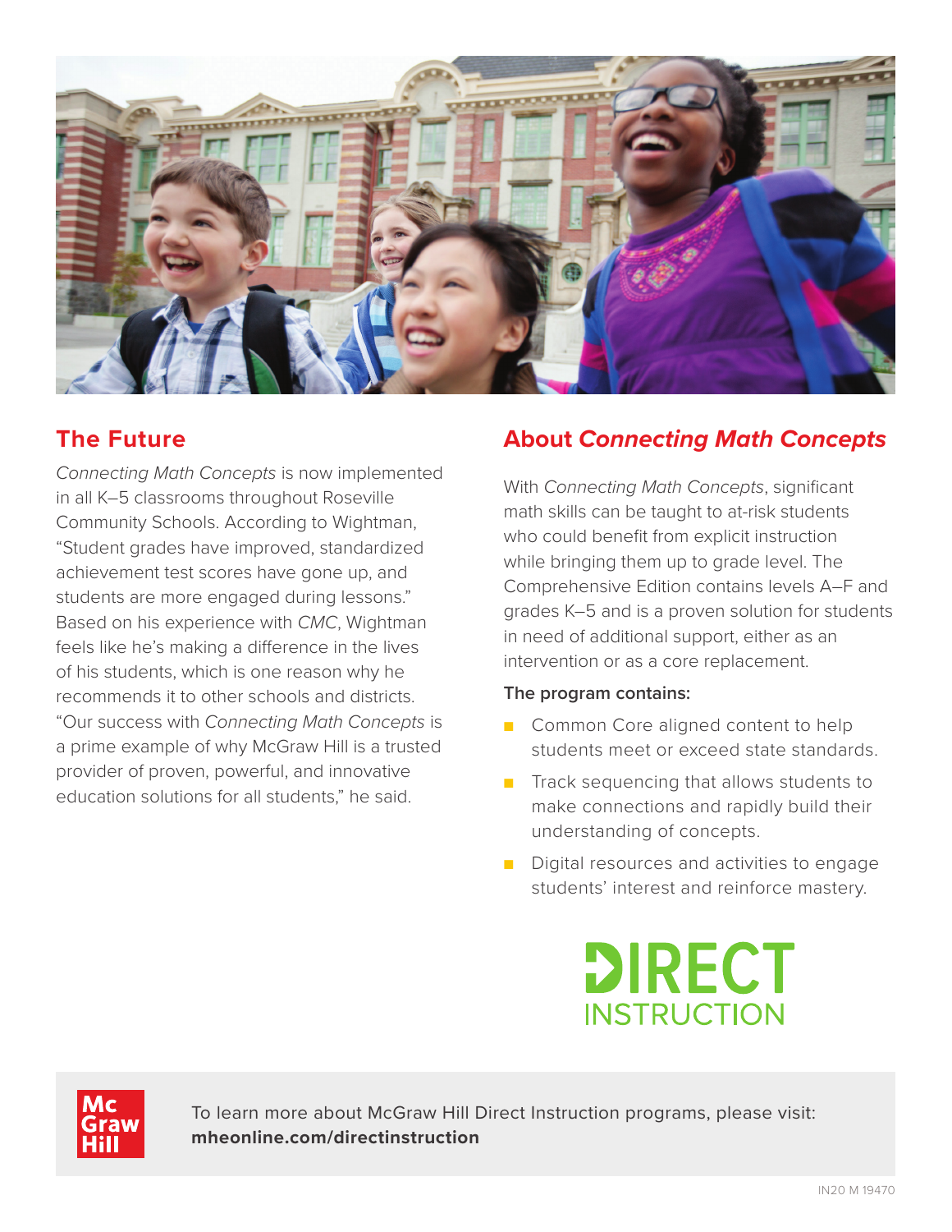## The Future

*Connecting Math Concepts* is now implemented in all K–5 classrooms throughout Roseville Community Schools. According to Wightman, "Student grades have improved, standardized achievement test scores have gone up, and students are more engaged during lessons." Based on his experience with *CMC*, Wightman feels like he's making a difference in the lives of his students, which is one reason why he recommends it to other schools and districts. "Our success with *Connecting Math Concepts* is a prime example of why McGraw Hill is a trusted provider of proven, powerful, and innovative education solutions for all students," he said.

## About *Connecting Math Concepts*

With *Connecting Math Concepts*, significant math skills can be taught to at-risk students who could benefit from explicit instruction while bringing them up to grade level. The Comprehensive Edition contains levels A–F and grades K–5 and is a proven solution for students in need of additional support, either as an intervention or as a core replacement.

**The program contains:**

- Common Core aligned content to help students meet or exceed state standards.
- Track sequencing that allows students to make connections and rapidly build their understanding of concepts.
- Digital resources and activities to engage students' interest and reinforce mastery.

DIRECT INSTRUCTION

McGraw Hill

To learn more about McGraw Hill Direct Instruction programs, please visit: **mheonline.com/directinstruction**

IN20 M 19470